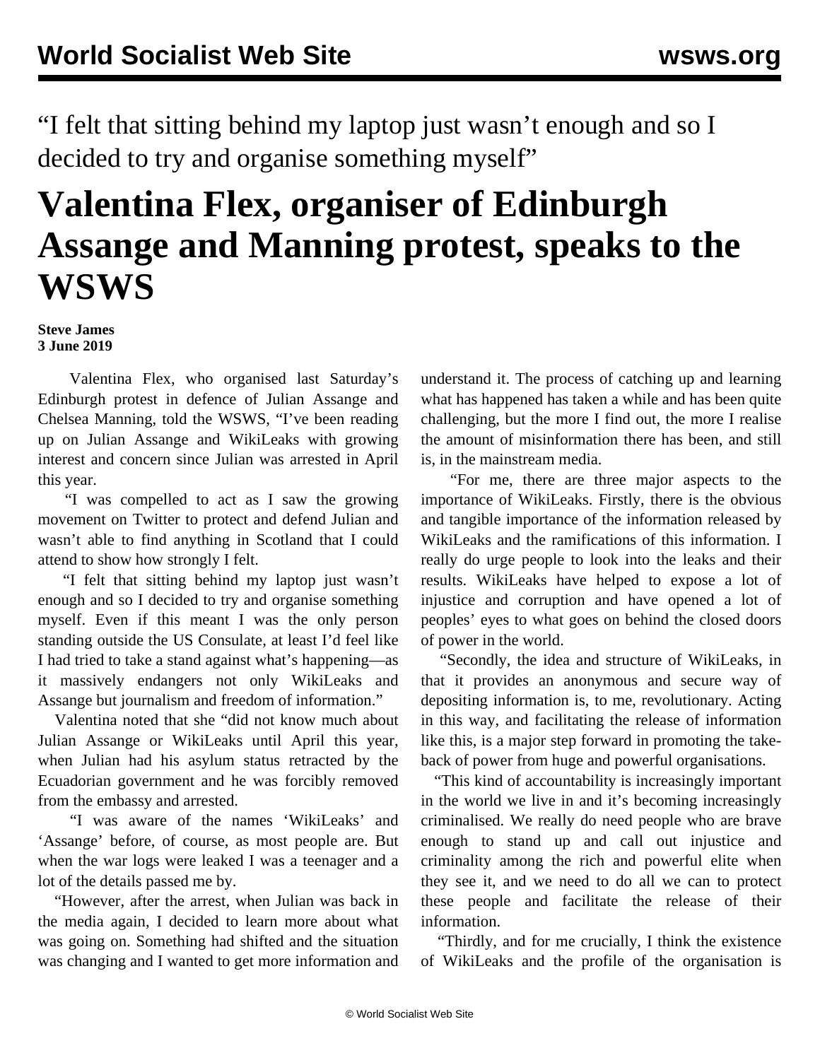“I felt that sitting behind my laptop just wasn’t enough and so I decided to try and organise something myself”

# Valentina Flex, organiser of Edinburgh Assange and Manning protest, speaks to the WSWS

**Steve James**
**3 June 2019**

Valentina Flex, who organised last Saturday’s Edinburgh protest in defence of Julian Assange and Chelsea Manning, told the WSWS, “I’ve been reading up on Julian Assange and WikiLeaks with growing interest and concern since Julian was arrested in April this year.

“I was compelled to act as I saw the growing movement on Twitter to protect and defend Julian and wasn’t able to find anything in Scotland that I could attend to show how strongly I felt.

“I felt that sitting behind my laptop just wasn’t enough and so I decided to try and organise something myself. Even if this meant I was the only person standing outside the US Consulate, at least I’d feel like I had tried to take a stand against what’s happening—as it massively endangers not only WikiLeaks and Assange but journalism and freedom of information.”

Valentina noted that she “did not know much about Julian Assange or WikiLeaks until April this year, when Julian had his asylum status retracted by the Ecuadorian government and he was forcibly removed from the embassy and arrested.

“I was aware of the names ‘WikiLeaks’ and ‘Assange’ before, of course, as most people are. But when the war logs were leaked I was a teenager and a lot of the details passed me by.

“However, after the arrest, when Julian was back in the media again, I decided to learn more about what was going on. Something had shifted and the situation was changing and I wanted to get more information and understand it. The process of catching up and learning what has happened has taken a while and has been quite challenging, but the more I find out, the more I realise the amount of misinformation there has been, and still is, in the mainstream media.

“For me, there are three major aspects to the importance of WikiLeaks. Firstly, there is the obvious and tangible importance of the information released by WikiLeaks and the ramifications of this information. I really do urge people to look into the leaks and their results. WikiLeaks have helped to expose a lot of injustice and corruption and have opened a lot of peoples’ eyes to what goes on behind the closed doors of power in the world.

“Secondly, the idea and structure of WikiLeaks, in that it provides an anonymous and secure way of depositing information is, to me, revolutionary. Acting in this way, and facilitating the release of information like this, is a major step forward in promoting the take-back of power from huge and powerful organisations.

“This kind of accountability is increasingly important in the world we live in and it’s becoming increasingly criminalised. We really do need people who are brave enough to stand up and call out injustice and criminality among the rich and powerful elite when they see it, and we need to do all we can to protect these people and facilitate the release of their information.

“Thirdly, and for me crucially, I think the existence of WikiLeaks and the profile of the organisation is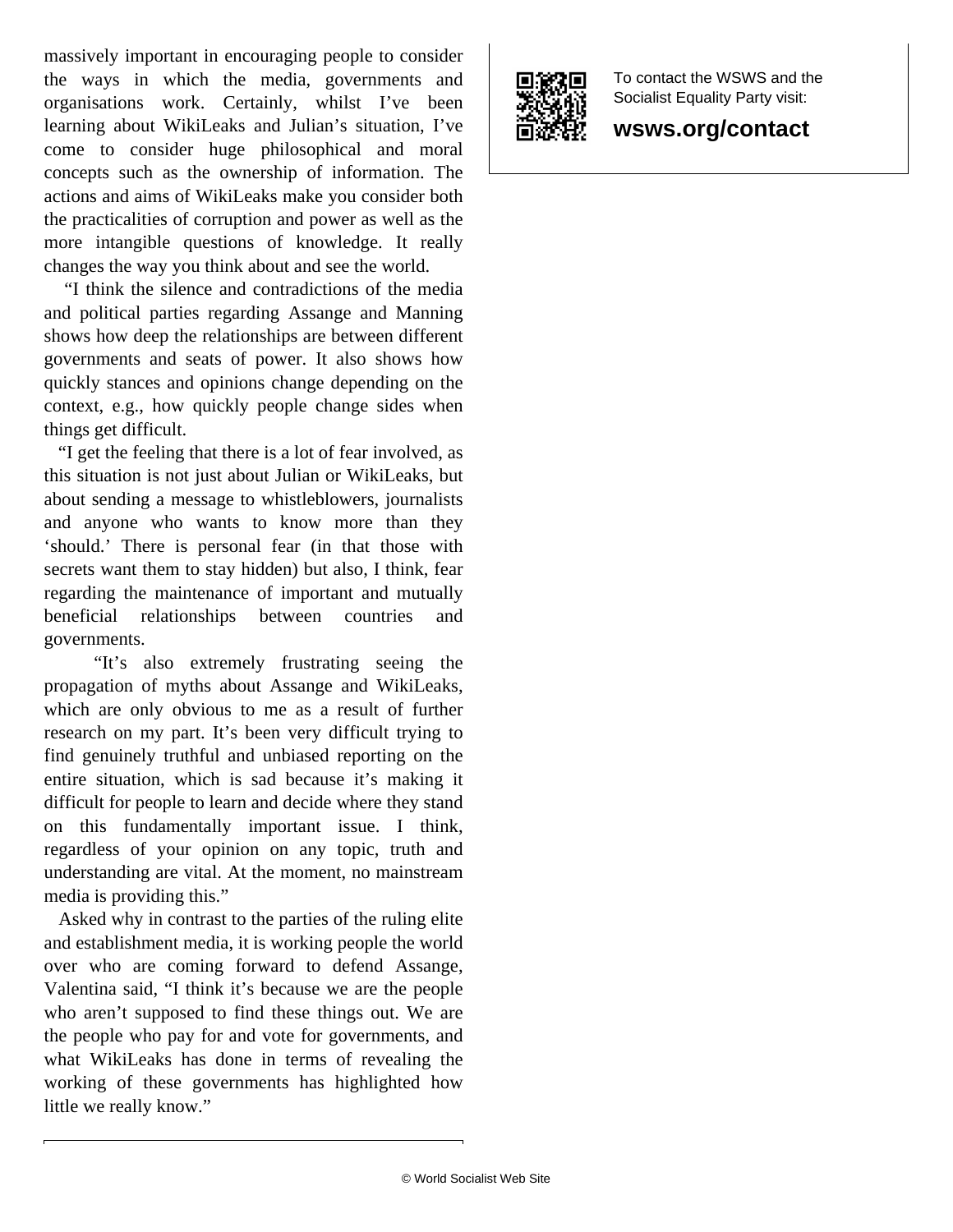massively important in encouraging people to consider the ways in which the media, governments and organisations work. Certainly, whilst I've been learning about WikiLeaks and Julian's situation, I've come to consider huge philosophical and moral concepts such as the ownership of information. The actions and aims of WikiLeaks make you consider both the practicalities of corruption and power as well as the more intangible questions of knowledge. It really changes the way you think about and see the world.

"I think the silence and contradictions of the media and political parties regarding Assange and Manning shows how deep the relationships are between different governments and seats of power. It also shows how quickly stances and opinions change depending on the context, e.g., how quickly people change sides when things get difficult.

"I get the feeling that there is a lot of fear involved, as this situation is not just about Julian or WikiLeaks, but about sending a message to whistleblowers, journalists and anyone who wants to know more than they 'should.' There is personal fear (in that those with secrets want them to stay hidden) but also, I think, fear regarding the maintenance of important and mutually beneficial relationships between countries and governments.

"It's also extremely frustrating seeing the propagation of myths about Assange and WikiLeaks, which are only obvious to me as a result of further research on my part. It's been very difficult trying to find genuinely truthful and unbiased reporting on the entire situation, which is sad because it's making it difficult for people to learn and decide where they stand on this fundamentally important issue. I think, regardless of your opinion on any topic, truth and understanding are vital. At the moment, no mainstream media is providing this."

Asked why in contrast to the parties of the ruling elite and establishment media, it is working people the world over who are coming forward to defend Assange, Valentina said, "I think it's because we are the people who aren't supposed to find these things out. We are the people who pay for and vote for governments, and what WikiLeaks has done in terms of revealing the working of these governments has highlighted how little we really know."

To contact the WSWS and the Socialist Equality Party visit:

**wsws.org/contact**